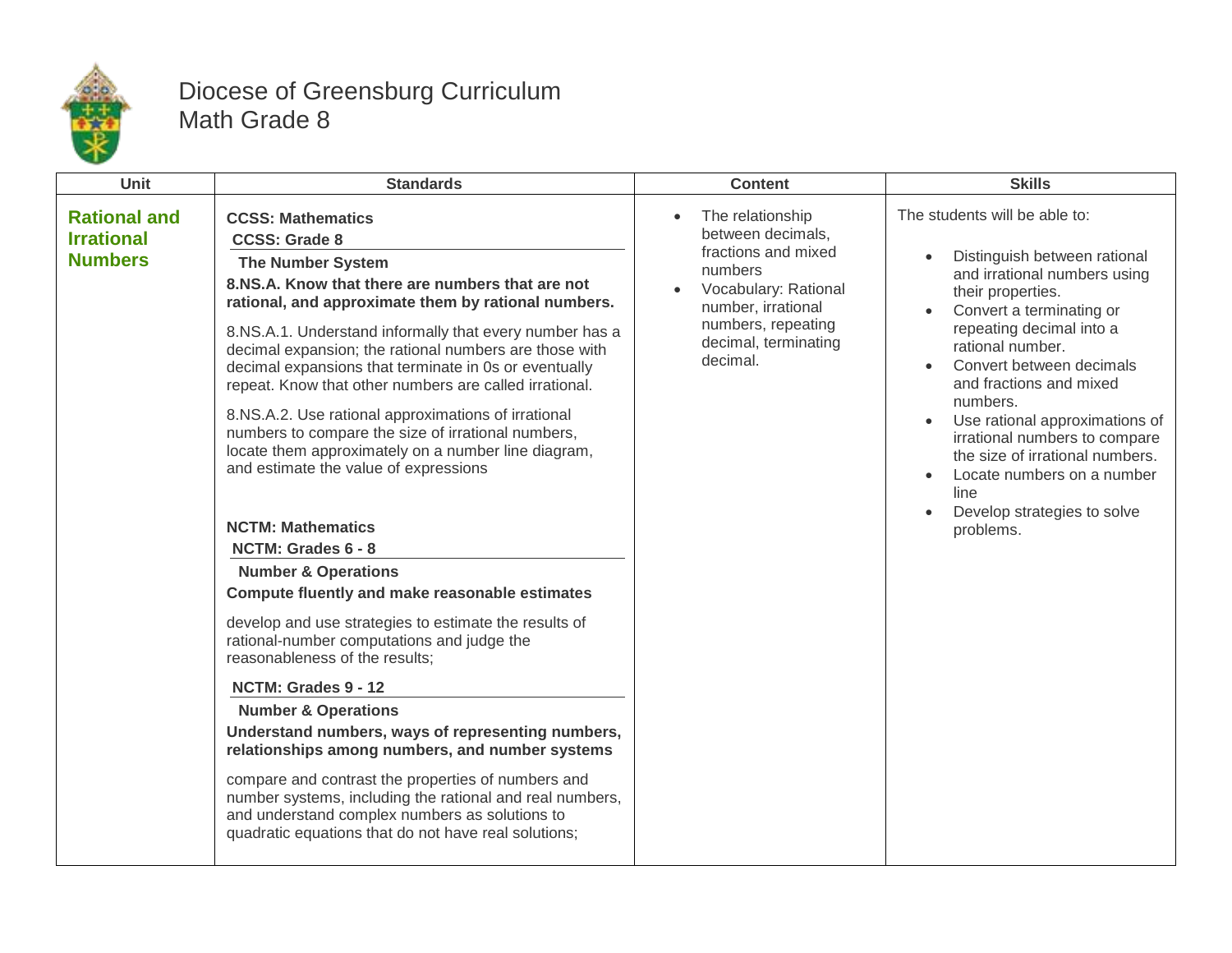# Diocese of Greensburg Curriculum
## Math Grade 8

| Unit | Standards | Content | Skills |
|---|---|---|---|
| **Rational and Irrational Numbers** | **CCSS: Mathematics**<br>**CCSS: Grade 8**<br>**The Number System**<br>**8.NS.A. Know that there are numbers that are not rational, and approximate them by rational numbers.**<br><br>8.NS.A.1. Understand informally that every number has a decimal expansion; the rational numbers are those with decimal expansions that terminate in 0s or eventually repeat. Know that other numbers are called irrational.<br><br>8.NS.A.2. Use rational approximations of irrational numbers to compare the size of irrational numbers, locate them approximately on a number line diagram, and estimate the value of expressions<br><br>**NCTM: Mathematics**<br>**NCTM: Grades 6 - 8**<br>**Number & Operations**<br>**Compute fluently and make reasonable estimates**<br><br>develop and use strategies to estimate the results of rational-number computations and judge the reasonableness of the results;<br><br>**NCTM: Grades 9 - 12**<br>**Number & Operations**<br>**Understand numbers, ways of representing numbers, relationships among numbers, and number systems**<br><br>compare and contrast the properties of numbers and number systems, including the rational and real numbers, and understand complex numbers as solutions to quadratic equations that do not have real solutions; | • The relationship between decimals, fractions and mixed numbers<br>• Vocabulary: Rational number, irrational numbers, repeating decimal, terminating decimal. | The students will be able to:<br><br>• Distinguish between rational and irrational numbers using their properties.<br>• Convert a terminating or repeating decimal into a rational number.<br>• Convert between decimals and fractions and mixed numbers.<br>• Use rational approximations of irrational numbers to compare the size of irrational numbers.<br>• Locate numbers on a number line<br>• Develop strategies to solve problems. |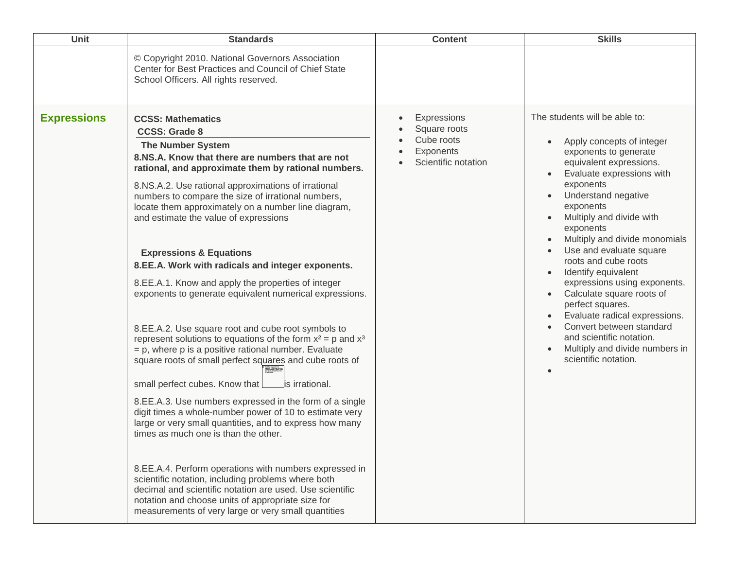| Unit | Standards | Content | Skills |
| --- | --- | --- | --- |
| | © Copyright 2010. National Governors Association Center for Best Practices and Council of Chief State School Officers. All rights reserved. | | |
| **Expressions** | **CCSS: Mathematics**<br>**CCSS: Grade 8**<br>**The Number System**<br>**8.NS.A. Know that there are numbers that are not rational, and approximate them by rational numbers.**<br>8.NS.A.2. Use rational approximations of irrational numbers to compare the size of irrational numbers, locate them approximately on a number line diagram, and estimate the value of expressions<br><br>**Expressions & Equations**<br>**8.EE.A. Work with radicals and integer exponents.**<br>8.EE.A.1. Know and apply the properties of integer exponents to generate equivalent numerical expressions.<br><br>8.EE.A.2. Use square root and cube root symbols to represent solutions to equations of the form $x^2 = p$ and $x^3 = p$, where p is a positive rational number. Evaluate square roots of small perfect squares and cube roots of small perfect cubes. Know that is irrational.<br>8.EE.A.3. Use numbers expressed in the form of a single digit times a whole-number power of 10 to estimate very large or very small quantities, and to express how many times as much one is than the other.<br><br>8.EE.A.4. Perform operations with numbers expressed in scientific notation, including problems where both decimal and scientific notation are used. Use scientific notation and choose units of appropriate size for measurements of very large or very small quantities | • Expressions<br>• Square roots<br>• Cube roots<br>• Exponents<br>• Scientific notation | The students will be able to:<br>• Apply concepts of integer exponents to generate equivalent expressions.<br>• Evaluate expressions with exponents<br>• Understand negative exponents<br>• Multiply and divide with exponents<br>• Multiply and divide monomials<br>• Use and evaluate square roots and cube roots<br>• Identify equivalent expressions using exponents.<br>• Calculate square roots of perfect squares.<br>• Evaluate radical expressions.<br>• Convert between standard and scientific notation.<br>• Multiply and divide numbers in scientific notation.<br>• |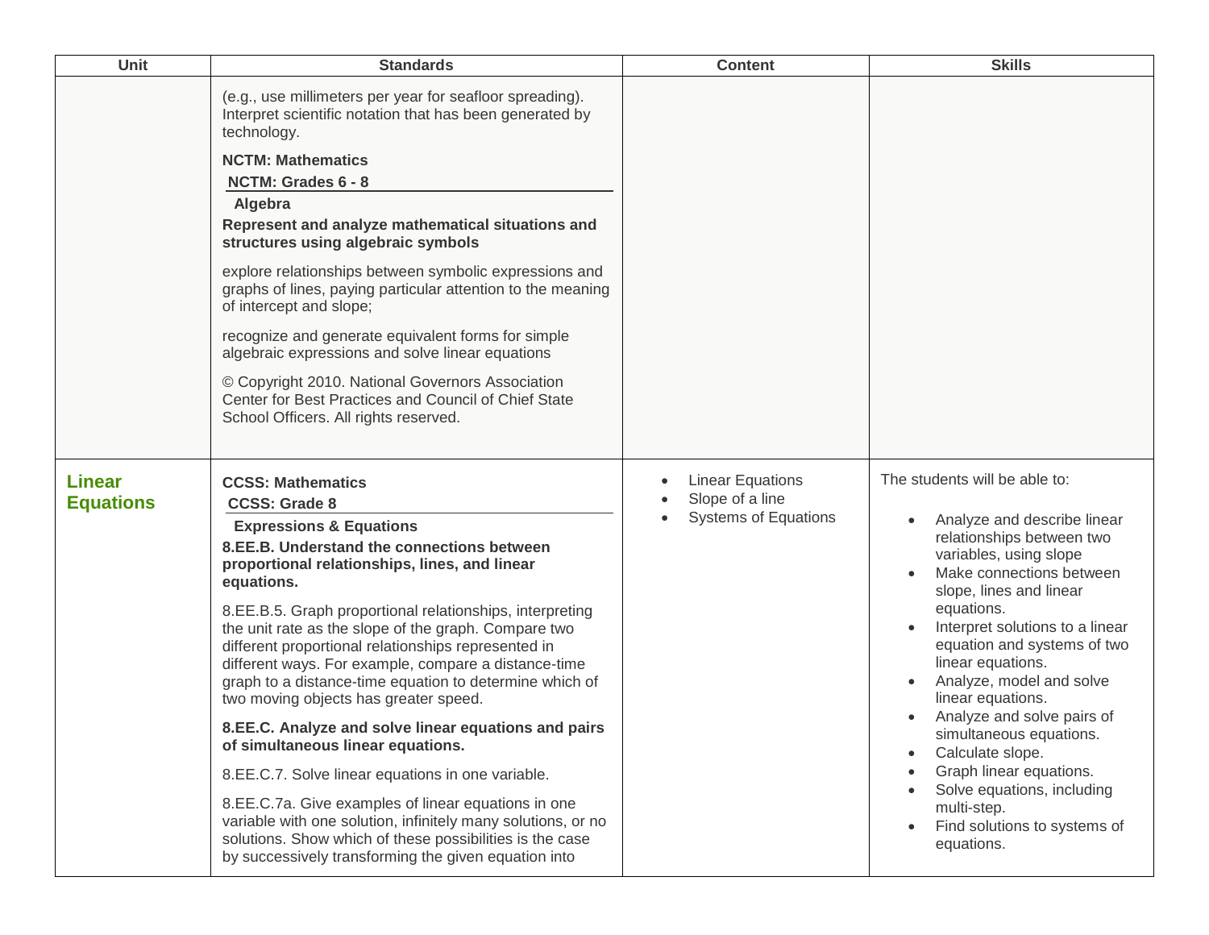| Unit | Standards | Content | Skills |
|---|---|---|---|
| | (e.g., use millimeters per year for seafloor spreading). Interpret scientific notation that has been generated by technology.<br><br>**NCTM: Mathematics**<br>**NCTM: Grades 6 - 8**<br>**Algebra**<br>**Represent and analyze mathematical situations and structures using algebraic symbols**<br><br>explore relationships between symbolic expressions and graphs of lines, paying particular attention to the meaning of intercept and slope;<br><br>recognize and generate equivalent forms for simple algebraic expressions and solve linear equations<br><br>© Copyright 2010. National Governors Association Center for Best Practices and Council of Chief State School Officers. All rights reserved. | | |
| **Linear Equations** | **CCSS: Mathematics**<br>**CCSS: Grade 8**<br>**Expressions & Equations**<br>**8.EE.B. Understand the connections between proportional relationships, lines, and linear equations.**<br><br>8.EE.B.5. Graph proportional relationships, interpreting the unit rate as the slope of the graph. Compare two different proportional relationships represented in different ways. For example, compare a distance-time graph to a distance-time equation to determine which of two moving objects has greater speed.<br><br>**8.EE.C. Analyze and solve linear equations and pairs of simultaneous linear equations.**<br><br>8.EE.C.7. Solve linear equations in one variable.<br><br>8.EE.C.7a. Give examples of linear equations in one variable with one solution, infinitely many solutions, or no solutions. Show which of these possibilities is the case by successively transforming the given equation into | • Linear Equations<br>• Slope of a line<br>• Systems of Equations | The students will be able to:<br><br>• Analyze and describe linear relationships between two variables, using slope<br>• Make connections between slope, lines and linear equations.<br>• Interpret solutions to a linear equation and systems of two linear equations.<br>• Analyze, model and solve linear equations.<br>• Analyze and solve pairs of simultaneous equations.<br>• Calculate slope.<br>• Graph linear equations.<br>• Solve equations, including multi-step.<br>• Find solutions to systems of equations. |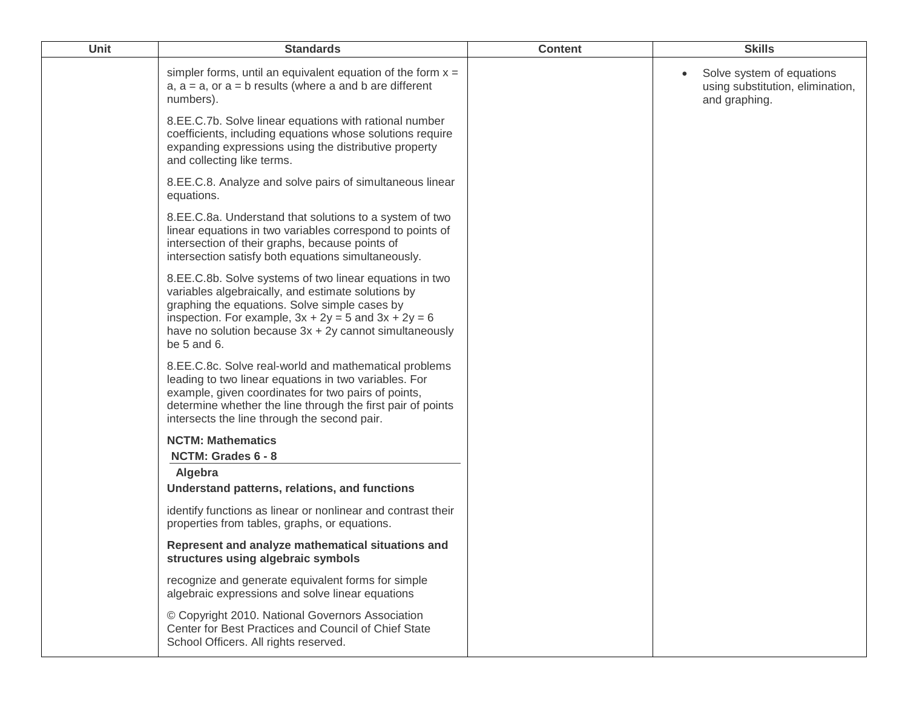| Unit | Standards | Content | Skills |
| --- | --- | --- | --- |
| | simpler forms, until an equivalent equation of the form x = a, a = a, or a = b results (where a and b are different numbers).<br><br>8.EE.C.7b. Solve linear equations with rational number coefficients, including equations whose solutions require expanding expressions using the distributive property and collecting like terms.<br><br>8.EE.C.8. Analyze and solve pairs of simultaneous linear equations.<br><br>8.EE.C.8a. Understand that solutions to a system of two linear equations in two variables correspond to points of intersection of their graphs, because points of intersection satisfy both equations simultaneously.<br><br>8.EE.C.8b. Solve systems of two linear equations in two variables algebraically, and estimate solutions by graphing the equations. Solve simple cases by inspection. For example, 3x + 2y = 5 and 3x + 2y = 6 have no solution because 3x + 2y cannot simultaneously be 5 and 6.<br><br>8.EE.C.8c. Solve real-world and mathematical problems leading to two linear equations in two variables. For example, given coordinates for two pairs of points, determine whether the line through the first pair of points intersects the line through the second pair.<br><br>**NCTM: Mathematics**<br>**NCTM: Grades 6 - 8**<br>**Algebra**<br>**Understand patterns, relations, and functions**<br><br>identify functions as linear or nonlinear and contrast their properties from tables, graphs, or equations.<br><br>**Represent and analyze mathematical situations and structures using algebraic symbols**<br><br>recognize and generate equivalent forms for simple algebraic expressions and solve linear equations<br><br>© Copyright 2010. National Governors Association Center for Best Practices and Council of Chief State School Officers. All rights reserved. | | • Solve system of equations using substitution, elimination, and graphing. |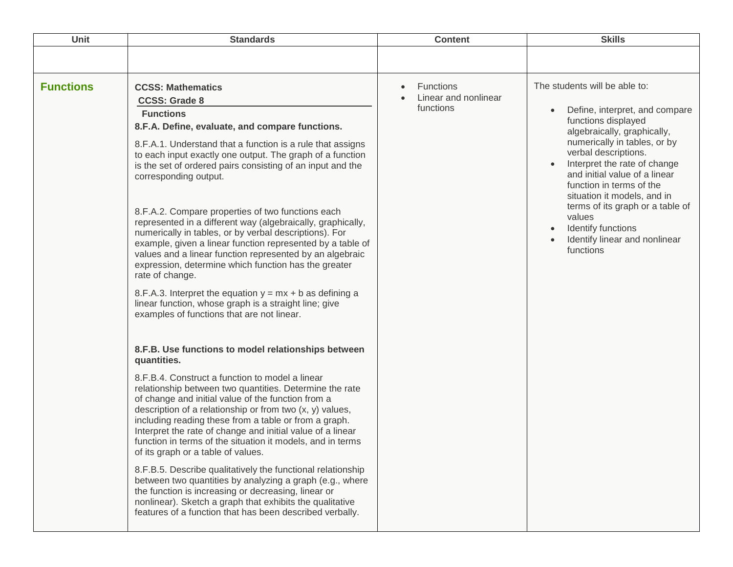| Unit | Standards | Content | Skills |
|---|---|---|---|
| | | | |
| **Functions** | **CCSS: Mathematics**<br>**CCSS: Grade 8**<br>**Functions**<br>**8.F.A. Define, evaluate, and compare functions.**<br><br>8.F.A.1. Understand that a function is a rule that assigns to each input exactly one output. The graph of a function is the set of ordered pairs consisting of an input and the corresponding output.<br><br>8.F.A.2. Compare properties of two functions each represented in a different way (algebraically, graphically, numerically in tables, or by verbal descriptions). For example, given a linear function represented by a table of values and a linear function represented by an algebraic expression, determine which function has the greater rate of change.<br><br>8.F.A.3. Interpret the equation $y = mx + b$ as defining a linear function, whose graph is a straight line; give examples of functions that are not linear.<br><br>**8.F.B. Use functions to model relationships between quantities.**<br><br>8.F.B.4. Construct a function to model a linear relationship between two quantities. Determine the rate of change and initial value of the function from a description of a relationship or from two (x, y) values, including reading these from a table or from a graph. Interpret the rate of change and initial value of a linear function in terms of the situation it models, and in terms of its graph or a table of values.<br><br>8.F.B.5. Describe qualitatively the functional relationship between two quantities by analyzing a graph (e.g., where the function is increasing or decreasing, linear or nonlinear). Sketch a graph that exhibits the qualitative features of a function that has been described verbally. | • Functions<br>• Linear and nonlinear functions | The students will be able to:<br><br>• Define, interpret, and compare functions displayed algebraically, graphically, numerically in tables, or by verbal descriptions.<br>• Interpret the rate of change and initial value of a linear function in terms of the situation it models, and in terms of its graph or a table of values<br>• Identify functions<br>• Identify linear and nonlinear functions |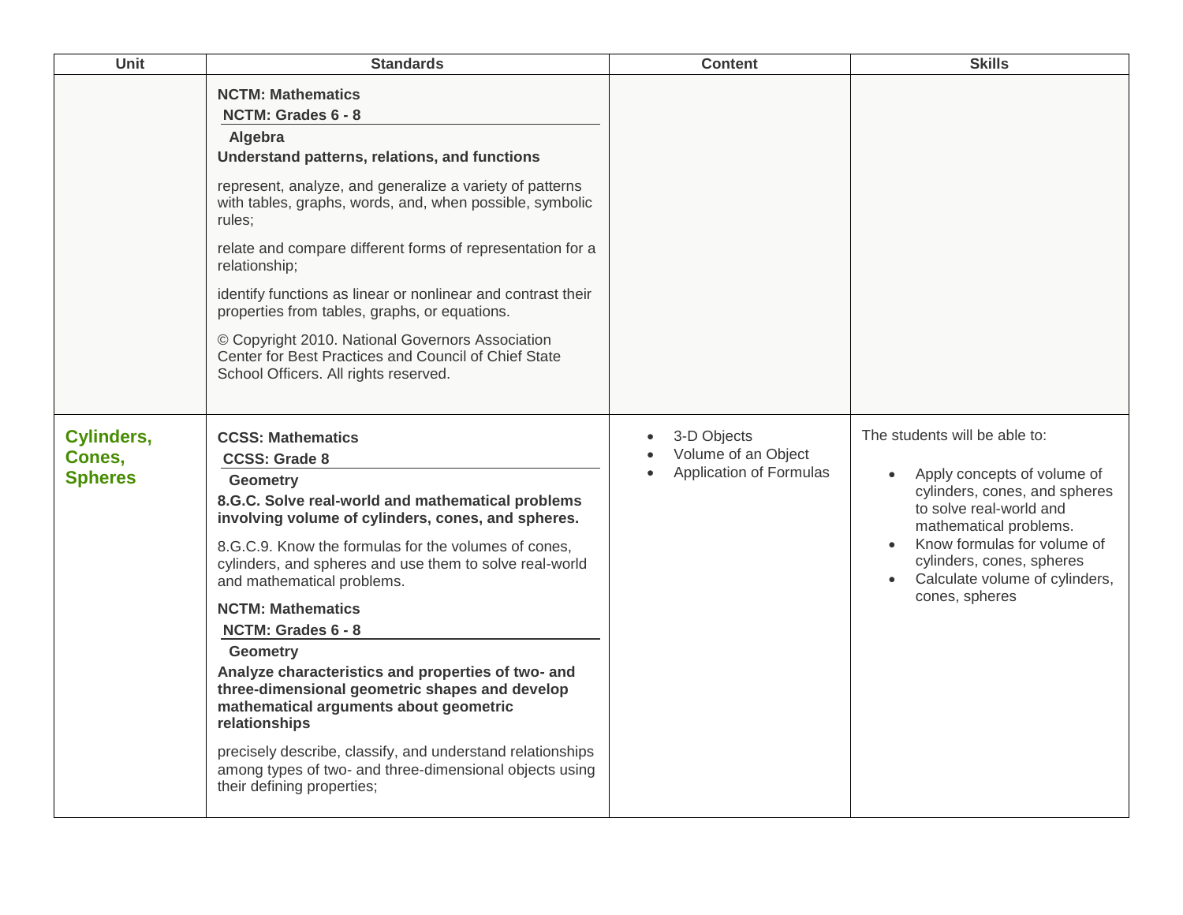| Unit | Standards | Content | Skills |
| --- | --- | --- | --- |
| | **NCTM: Mathematics**<br>**NCTM: Grades 6 - 8**<br>**Algebra**<br>**Understand patterns, relations, and functions**<br>represent, analyze, and generalize a variety of patterns with tables, graphs, words, and, when possible, symbolic rules;<br>relate and compare different forms of representation for a relationship;<br>identify functions as linear or nonlinear and contrast their properties from tables, graphs, or equations.<br>© Copyright 2010. National Governors Association Center for Best Practices and Council of Chief State School Officers. All rights reserved. | | |
| **Cylinders, Cones, Spheres** | **CCSS: Mathematics**<br>**CCSS: Grade 8**<br>**Geometry**<br>**8.G.C. Solve real-world and mathematical problems involving volume of cylinders, cones, and spheres.**<br>8.G.C.9. Know the formulas for the volumes of cones, cylinders, and spheres and use them to solve real-world and mathematical problems.<br>**NCTM: Mathematics**<br>**NCTM: Grades 6 - 8**<br>**Geometry**<br>**Analyze characteristics and properties of two- and three-dimensional geometric shapes and develop mathematical arguments about geometric relationships**<br>precisely describe, classify, and understand relationships among types of two- and three-dimensional objects using their defining properties; | • 3-D Objects<br>• Volume of an Object<br>• Application of Formulas | The students will be able to:<br>• Apply concepts of volume of cylinders, cones, and spheres to solve real-world and mathematical problems.<br>• Know formulas for volume of cylinders, cones, spheres<br>• Calculate volume of cylinders, cones, spheres |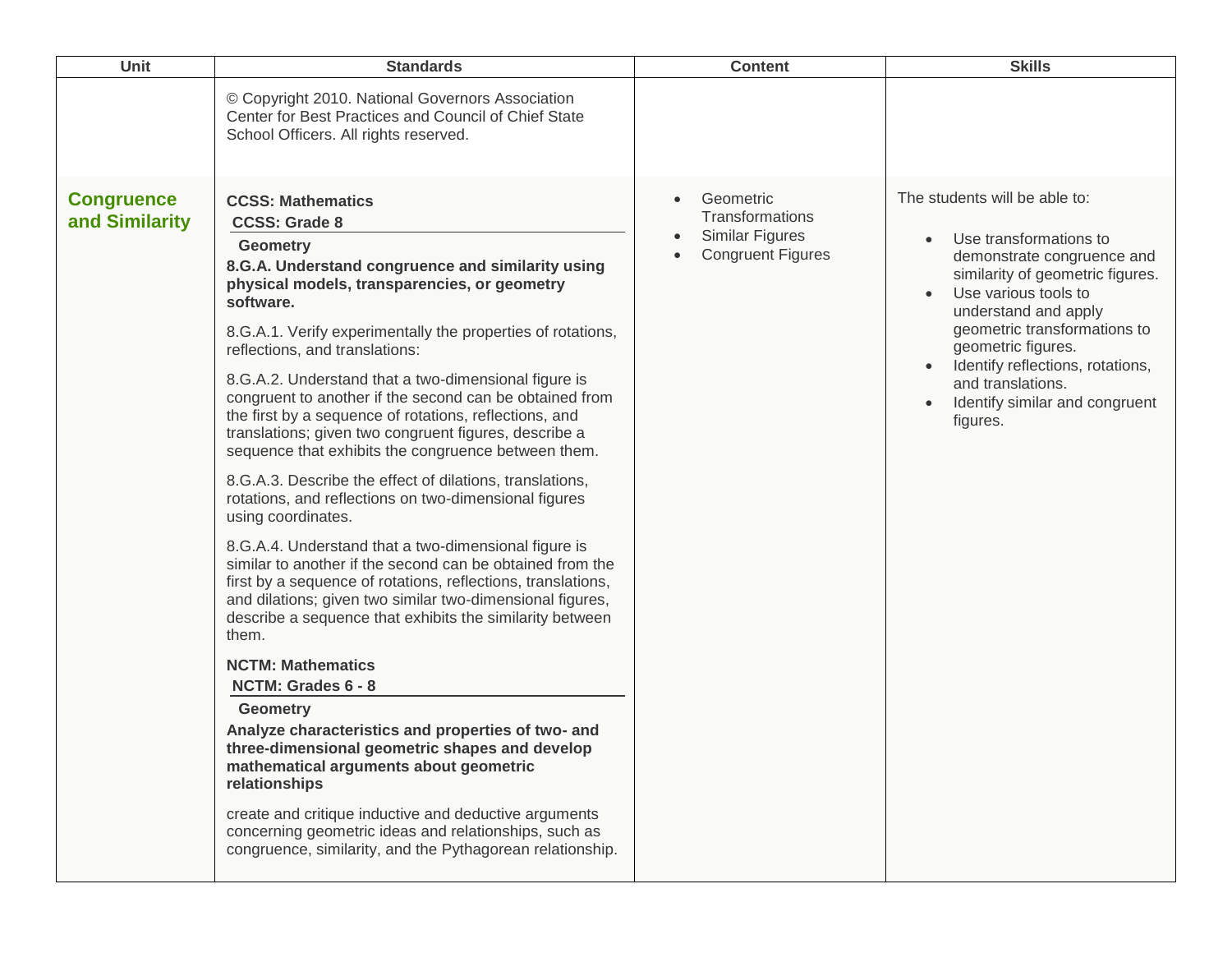| Unit | Standards | Content | Skills |
| --- | --- | --- | --- |
| | © Copyright 2010. National Governors Association Center for Best Practices and Council of Chief State School Officers. All rights reserved. | | |
| **Congruence and Similarity** | **CCSS: Mathematics**<br>**CCSS: Grade 8**<br>**Geometry**<br>**8.G.A. Understand congruence and similarity using physical models, transparencies, or geometry software.**<br><br>8.G.A.1. Verify experimentally the properties of rotations, reflections, and translations:<br><br>8.G.A.2. Understand that a two-dimensional figure is congruent to another if the second can be obtained from the first by a sequence of rotations, reflections, and translations; given two congruent figures, describe a sequence that exhibits the congruence between them.<br><br>8.G.A.3. Describe the effect of dilations, translations, rotations, and reflections on two-dimensional figures using coordinates.<br><br>8.G.A.4. Understand that a two-dimensional figure is similar to another if the second can be obtained from the first by a sequence of rotations, reflections, translations, and dilations; given two similar two-dimensional figures, describe a sequence that exhibits the similarity between them.<br><br>**NCTM: Mathematics**<br>**NCTM: Grades 6 - 8**<br>**Geometry**<br>**Analyze characteristics and properties of two- and three-dimensional geometric shapes and develop mathematical arguments about geometric relationships**<br><br>create and critique inductive and deductive arguments concerning geometric ideas and relationships, such as congruence, similarity, and the Pythagorean relationship. | • Geometric Transformations<br>• Similar Figures<br>• Congruent Figures | The students will be able to:<br><br>• Use transformations to demonstrate congruence and similarity of geometric figures.<br>• Use various tools to understand and apply geometric transformations to geometric figures.<br>• Identify reflections, rotations, and translations.<br>• Identify similar and congruent figures. |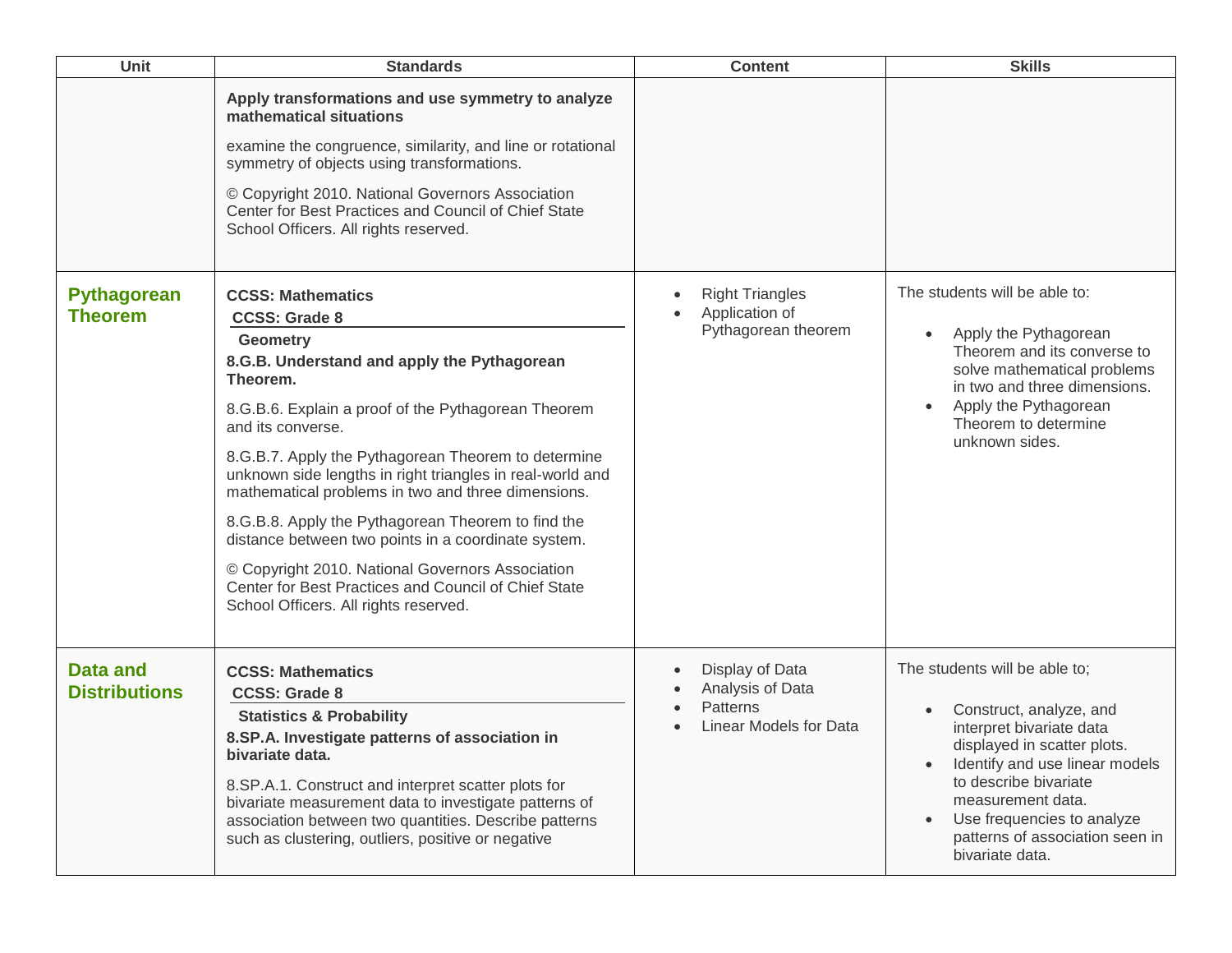| Unit | Standards | Content | Skills |
| --- | --- | --- | --- |
| | **Apply transformations and use symmetry to analyze mathematical situations**<br><br>examine the congruence, similarity, and line or rotational symmetry of objects using transformations.<br><br>© Copyright 2010. National Governors Association Center for Best Practices and Council of Chief State School Officers. All rights reserved. | | |
| **Pythagorean Theorem** | **CCSS: Mathematics**<br>**CCSS: Grade 8**<br>**Geometry**<br>**8.G.B. Understand and apply the Pythagorean Theorem.**<br><br>8.G.B.6. Explain a proof of the Pythagorean Theorem and its converse.<br><br>8.G.B.7. Apply the Pythagorean Theorem to determine unknown side lengths in right triangles in real-world and mathematical problems in two and three dimensions.<br><br>8.G.B.8. Apply the Pythagorean Theorem to find the distance between two points in a coordinate system.<br><br>© Copyright 2010. National Governors Association Center for Best Practices and Council of Chief State School Officers. All rights reserved. | • Right Triangles<br>• Application of Pythagorean theorem | The students will be able to:<br><br>• Apply the Pythagorean Theorem and its converse to solve mathematical problems in two and three dimensions.<br>• Apply the Pythagorean Theorem to determine unknown sides. |
| **Data and Distributions** | **CCSS: Mathematics**<br>**CCSS: Grade 8**<br>**Statistics & Probability**<br>**8.SP.A. Investigate patterns of association in bivariate data.**<br><br>8.SP.A.1. Construct and interpret scatter plots for bivariate measurement data to investigate patterns of association between two quantities. Describe patterns such as clustering, outliers, positive or negative | • Display of Data<br>• Analysis of Data<br>• Patterns<br>• Linear Models for Data | The students will be able to;<br><br>• Construct, analyze, and interpret bivariate data displayed in scatter plots.<br>• Identify and use linear models to describe bivariate measurement data.<br>• Use frequencies to analyze patterns of association seen in bivariate data. |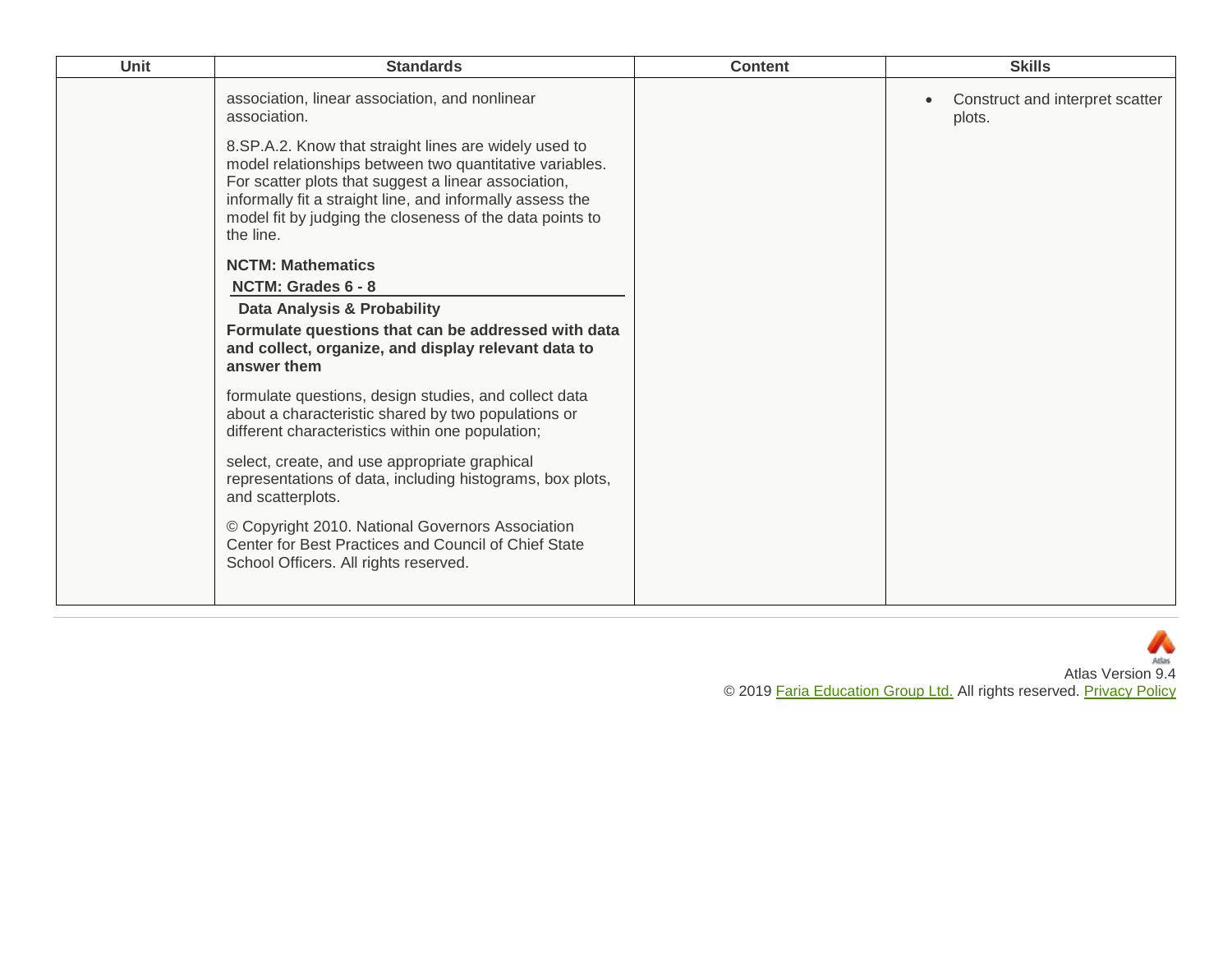| Unit | Standards | Content | Skills |
|---|---|---|---|
| | association, linear association, and nonlinear association.<br><br>8.SP.A.2. Know that straight lines are widely used to model relationships between two quantitative variables. For scatter plots that suggest a linear association, informally fit a straight line, and informally assess the model fit by judging the closeness of the data points to the line.<br><br>**NCTM: Mathematics**<br>**NCTM: Grades 6 - 8**<br>**Data Analysis & Probability**<br>**Formulate questions that can be addressed with data and collect, organize, and display relevant data to answer them**<br><br>formulate questions, design studies, and collect data about a characteristic shared by two populations or different characteristics within one population;<br><br>select, create, and use appropriate graphical representations of data, including histograms, box plots, and scatterplots.<br><br>© Copyright 2010. National Governors Association Center for Best Practices and Council of Chief State School Officers. All rights reserved. | | • Construct and interpret scatter plots. |

Atlas Version 9.4
© 2019 Faria Education Group Ltd. All rights reserved. Privacy Policy